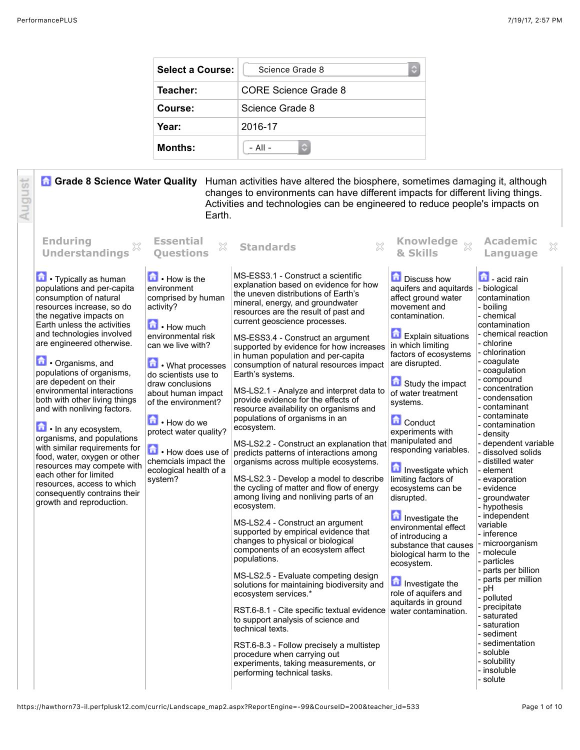| Select a Course: | Science Grade 8 |
|---|---|
| Teacher: | CORE Science Grade 8 |
| Course: | Science Grade 8 |
| Year: | 2016-17 |
| Months: | - All - |

August

## Grade 8 Science Water Quality

Human activities have altered the biosphere, sometimes damaging it, although changes to environments can have different impacts for different living things. Activities and technologies can be engineered to reduce people's impacts on Earth.

| Enduring Understandings | Essential Questions | Standards | Knowledge & Skills | Academic Language |
|---|---|---|---|---|
| • Typically as human populations and per-capita consumption of natural resources increase, so do the negative impacts on Earth unless the activities and technologies involved are engineered otherwise.<br><br>• Organisms, and populations of organisms, are depedent on their environmental interactions both with other living things and with nonliving factors.<br><br>• In any ecosystem, organisms and populations with similar requirements for food, water, oxygen or other resources may compete with each other for limited resources, access to which consequently contrains their growth and reproduction. | • How is the environment comprised by human activity?<br><br>• How much environmental risk can we live with?<br><br>• What processes do scientists use to draw conclusions about human impact of the environment?<br><br>• How do we protect water quality?<br><br>• How does use of chemcials impact the ecological health of a system? | MS-ESS3.1 - Construct a scientific explanation based on evidence for how the uneven distributions of Earth's mineral, energy, and groundwater resources are the result of past and current geoscience processes.<br><br>MS-ESS3.4 - Construct an argument supported by evidence for how increases in human population and per-capita consumption of natural resources impact Earth's systems.<br><br>MS-LS2.1 - Analyze and interpret data to provide evidence for the effects of resource availability on organisms and populations of organisms in an ecosystem.<br><br>MS-LS2.2 - Construct an explanation that predicts patterns of interactions among organisms across multiple ecosystems.<br><br>MS-LS2.3 - Develop a model to describe the cycling of matter and flow of energy among living and nonliving parts of an ecosystem.<br><br>MS-LS2.4 - Construct an argument supported by empirical evidence that changes to physical or biological components of an ecosystem affect populations.<br><br>MS-LS2.5 - Evaluate competing design solutions for maintaining biodiversity and ecosystem services.*<br><br>RST.6-8.1 - Cite specific textual evidence to support analysis of science and technical texts.<br><br>RST.6-8.3 - Follow precisely a multistep procedure when carrying out experiments, taking measurements, or performing technical tasks. | Discuss how aquifers and aquitards affect ground water movement and contamination.<br><br>Explain situations in which limiting factors of ecosystems are disrupted.<br><br>Study the impact of water treatment systems.<br><br>Conduct experiments with manipulated and responding variables.<br><br>Investigate which limiting factors of ecosystems can be disrupted.<br><br>Investigate the environmental effect of introducing a substance that causes biological harm to the ecosystem.<br><br>Investigate the role of aquifers and aquitards in ground water contamination. | - acid rain<br>- biological contamination<br>- boiling<br>- chemical contamination<br>- chemical reaction<br>- chlorine<br>- chlorination<br>- coagulate<br>- coagulation<br>- compound<br>- concentration<br>- condensation<br>- contaminant<br>- contaminate<br>- contamination<br>- density<br>- dependent variable<br>- dissolved solids<br>- distilled water<br>- element<br>- evaporation<br>- evidence<br>- groundwater<br>- hypothesis<br>- independent variable<br>- inference<br>- microorganism<br>- molecule<br>- particles<br>- parts per billion<br>- parts per million<br>- pH<br>- polluted<br>- precipitate<br>- saturated<br>- saturation<br>- sediment<br>- sedimentation<br>- soluble<br>- solubility<br>- insoluble<br>- solute |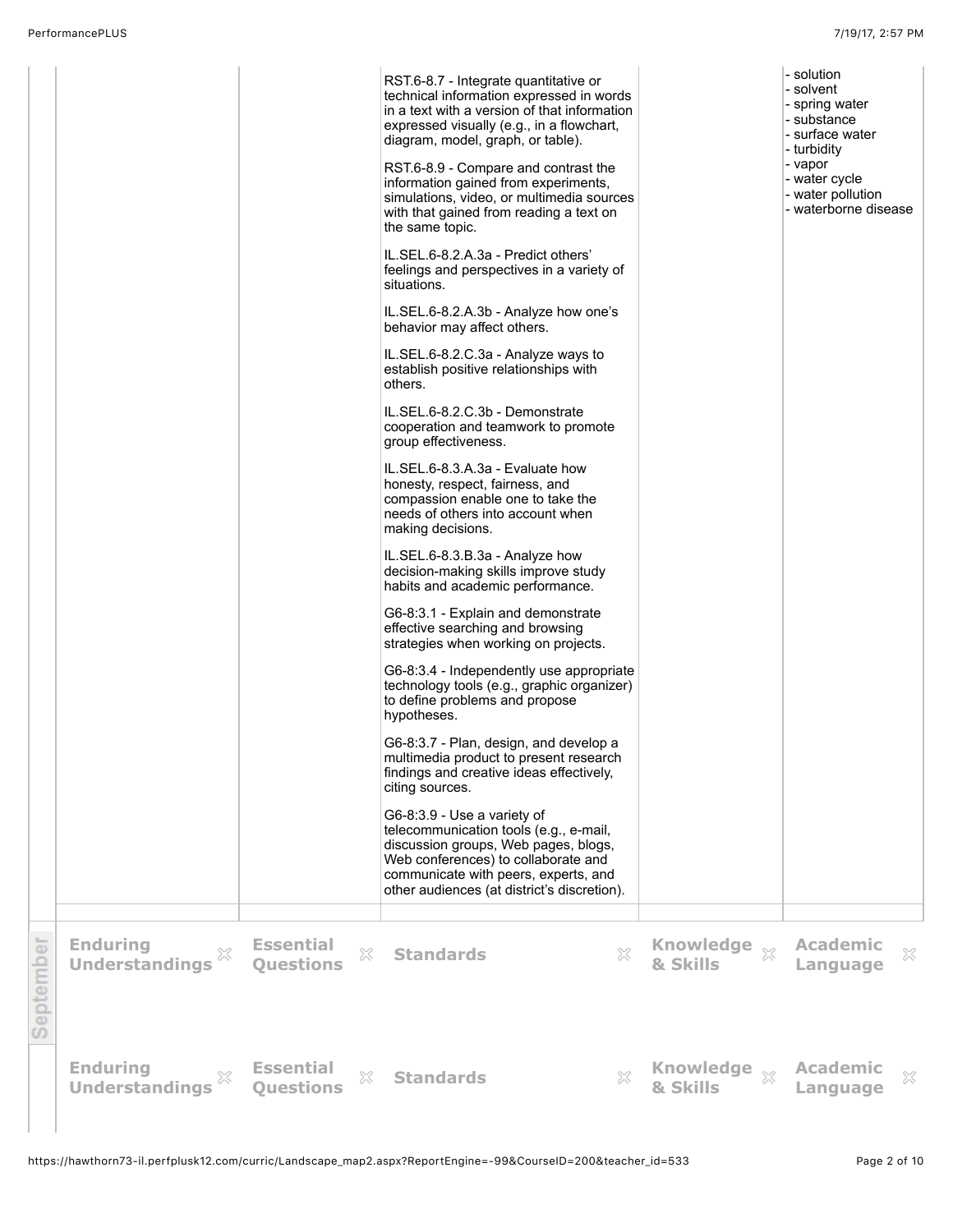| Enduring Understandings | Essential Questions | Standards | Knowledge & Skills | Academic Language |
| --- | --- | --- | --- | --- |
| | | RST.6-8.7 - Integrate quantitative or technical information expressed in words in a text with a version of that information expressed visually (e.g., in a flowchart, diagram, model, graph, or table).<br><br>RST.6-8.9 - Compare and contrast the information gained from experiments, simulations, video, or multimedia sources with that gained from reading a text on the same topic.<br><br>IL.SEL.6-8.2.A.3a - Predict others' feelings and perspectives in a variety of situations.<br><br>IL.SEL.6-8.2.A.3b - Analyze how one's behavior may affect others.<br><br>IL.SEL.6-8.2.C.3a - Analyze ways to establish positive relationships with others.<br><br>IL.SEL.6-8.2.C.3b - Demonstrate cooperation and teamwork to promote group effectiveness.<br><br>IL.SEL.6-8.3.A.3a - Evaluate how honesty, respect, fairness, and compassion enable one to take the needs of others into account when making decisions.<br><br>IL.SEL.6-8.3.B.3a - Analyze how decision-making skills improve study habits and academic performance.<br><br>G6-8:3.1 - Explain and demonstrate effective searching and browsing strategies when working on projects.<br><br>G6-8:3.4 - Independently use appropriate technology tools (e.g., graphic organizer) to define problems and propose hypotheses.<br><br>G6-8:3.7 - Plan, design, and develop a multimedia product to present research findings and creative ideas effectively, citing sources.<br><br>G6-8:3.9 - Use a variety of telecommunication tools (e.g., e-mail, discussion groups, Web pages, blogs, Web conferences) to collaborate and communicate with peers, experts, and other audiences (at district's discretion). | | - solution<br>- solvent<br>- spring water<br>- substance<br>- surface water<br>- turbidity<br>- vapor<br>- water cycle<br>- water pollution<br>- waterborne disease |

## September

| Enduring Understandings | Essential Questions | Standards | Knowledge & Skills | Academic Language |
| --- | --- | --- | --- | --- |

| Enduring Understandings | Essential Questions | Standards | Knowledge & Skills | Academic Language |
| --- | --- | --- | --- | --- |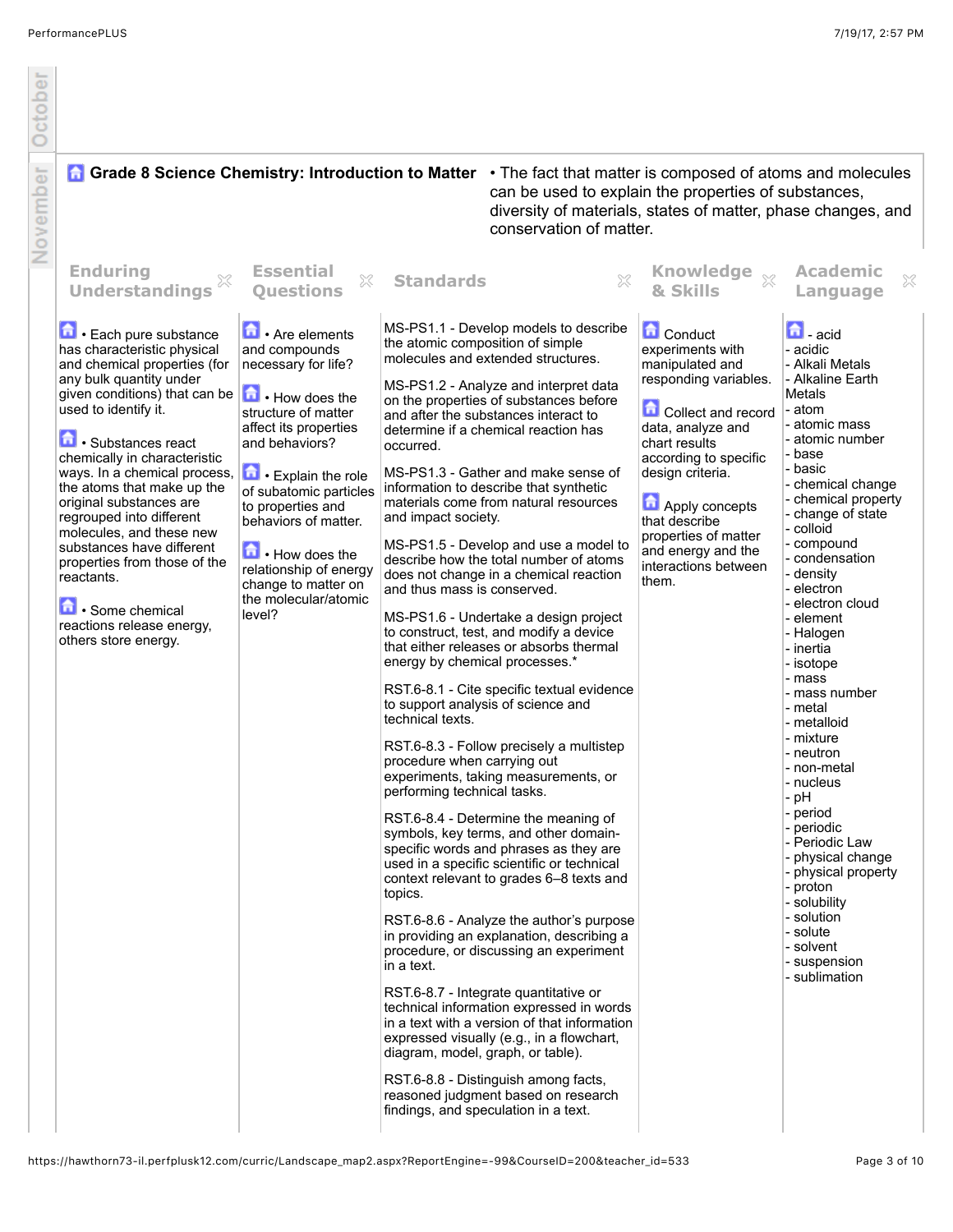## Grade 8 Science Chemistry: Introduction to Matter

• The fact that matter is composed of atoms and molecules can be used to explain the properties of substances, diversity of materials, states of matter, phase changes, and conservation of matter.

| Enduring Understandings | Essential Questions | Standards | Knowledge & Skills | Academic Language |
| --- | --- | --- | --- | --- |
| • Each pure substance has characteristic physical and chemical properties (for any bulk quantity under given conditions) that can be used to identify it.<br><br>• Substances react chemically in characteristic ways. In a chemical process, the atoms that make up the original substances are regrouped into different molecules, and these new substances have different properties from those of the reactants.<br><br>• Some chemical reactions release energy, others store energy. | • Are elements and compounds necessary for life?<br><br>• How does the structure of matter affect its properties and behaviors?<br><br>• Explain the role of subatomic particles to properties and behaviors of matter.<br><br>• How does the relationship of energy change to matter on the molecular/atomic level? | MS-PS1.1 - Develop models to describe the atomic composition of simple molecules and extended structures.<br><br>MS-PS1.2 - Analyze and interpret data on the properties of substances before and after the substances interact to determine if a chemical reaction has occurred.<br><br>MS-PS1.3 - Gather and make sense of information to describe that synthetic materials come from natural resources and impact society.<br><br>MS-PS1.5 - Develop and use a model to describe how the total number of atoms does not change in a chemical reaction and thus mass is conserved.<br><br>MS-PS1.6 - Undertake a design project to construct, test, and modify a device that either releases or absorbs thermal energy by chemical processes.*<br><br>RST.6-8.1 - Cite specific textual evidence to support analysis of science and technical texts.<br><br>RST.6-8.3 - Follow precisely a multistep procedure when carrying out experiments, taking measurements, or performing technical tasks.<br><br>RST.6-8.4 - Determine the meaning of symbols, key terms, and other domain-specific words and phrases as they are used in a specific scientific or technical context relevant to grades 6–8 texts and topics.<br><br>RST.6-8.6 - Analyze the author's purpose in providing an explanation, describing a procedure, or discussing an experiment in a text.<br><br>RST.6-8.7 - Integrate quantitative or technical information expressed in words in a text with a version of that information expressed visually (e.g., in a flowchart, diagram, model, graph, or table).<br><br>RST.6-8.8 - Distinguish among facts, reasoned judgment based on research findings, and speculation in a text. | Conduct experiments with manipulated and responding variables.<br><br>Collect and record data, analyze and chart results according to specific design criteria.<br><br>Apply concepts that describe properties of matter and energy and the interactions between them. | - acid<br>- acidic<br>- Alkali Metals<br>- Alkaline Earth Metals<br>- atom<br>- atomic mass<br>- atomic number<br>- base<br>- basic<br>- chemical change<br>- chemical property<br>- change of state<br>- colloid<br>- compound<br>- condensation<br>- density<br>- electron<br>- electron cloud<br>- element<br>- Halogen<br>- inertia<br>- isotope<br>- mass<br>- mass number<br>- metal<br>- metalloid<br>- mixture<br>- neutron<br>- non-metal<br>- nucleus<br>- pH<br>- period<br>- periodic<br>- Periodic Law<br>- physical change<br>- physical property<br>- proton<br>- solubility<br>- solution<br>- solute<br>- solvent<br>- suspension<br>- sublimation |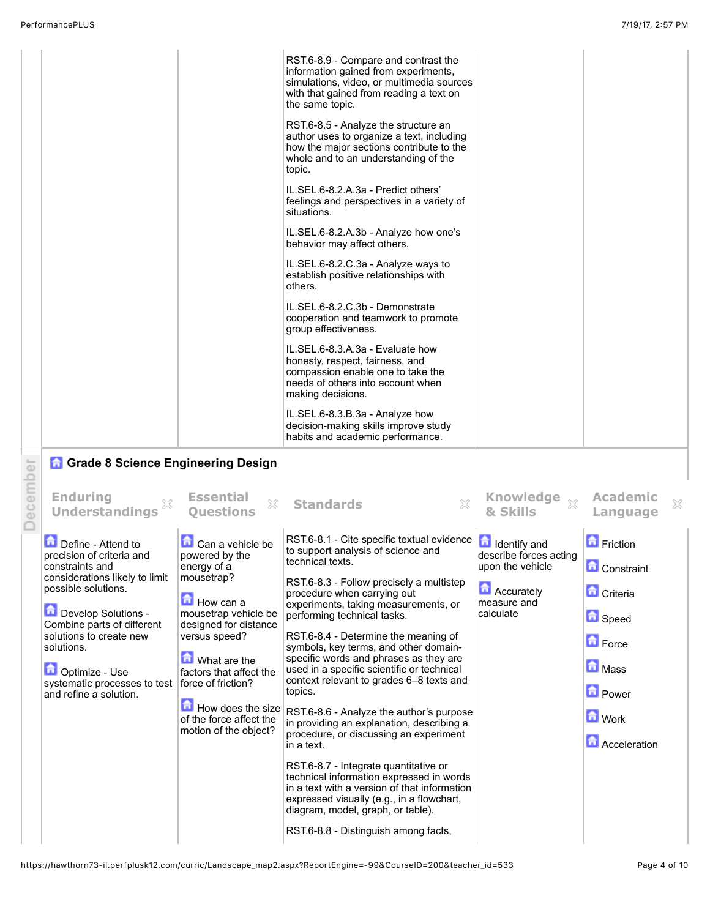| | | | | |
|---|---|---|---|---|
| | | RST.6-8.9 - Compare and contrast the information gained from experiments, simulations, video, or multimedia sources with that gained from reading a text on the same topic.<br><br>RST.6-8.5 - Analyze the structure an author uses to organize a text, including how the major sections contribute to the whole and to an understanding of the topic.<br><br>IL.SEL.6-8.2.A.3a - Predict others' feelings and perspectives in a variety of situations.<br><br>IL.SEL.6-8.2.A.3b - Analyze how one's behavior may affect others.<br><br>IL.SEL.6-8.2.C.3a - Analyze ways to establish positive relationships with others.<br><br>IL.SEL.6-8.2.C.3b - Demonstrate cooperation and teamwork to promote group effectiveness.<br><br>IL.SEL.6-8.3.A.3a - Evaluate how honesty, respect, fairness, and compassion enable one to take the needs of others into account when making decisions.<br><br>IL.SEL.6-8.3.B.3a - Analyze how decision-making skills improve study habits and academic performance. | | |

December

## Grade 8 Science Engineering Design

| Enduring Understandings | Essential Questions | Standards | Knowledge & Skills | Academic Language |
|---|---|---|---|---|
| Define - Attend to precision of criteria and constraints and considerations likely to limit possible solutions.<br><br>Develop Solutions - Combine parts of different solutions to create new solutions.<br><br>Optimize - Use systematic processes to test and refine a solution. | Can a vehicle be powered by the energy of a mousetrap?<br><br>How can a mousetrap vehicle be designed for distance versus speed?<br><br>What are the factors that affect the force of friction?<br><br>How does the size of the force affect the motion of the object? | RST.6-8.1 - Cite specific textual evidence to support analysis of science and technical texts.<br><br>RST.6-8.3 - Follow precisely a multistep procedure when carrying out experiments, taking measurements, or performing technical tasks.<br><br>RST.6-8.4 - Determine the meaning of symbols, key terms, and other domain-specific words and phrases as they are used in a specific scientific or technical context relevant to grades 6–8 texts and topics.<br><br>RST.6-8.6 - Analyze the author's purpose in providing an explanation, describing a procedure, or discussing an experiment in a text.<br><br>RST.6-8.7 - Integrate quantitative or technical information expressed in words in a text with a version of that information expressed visually (e.g., in a flowchart, diagram, model, graph, or table).<br><br>RST.6-8.8 - Distinguish among facts, | Identify and describe forces acting upon the vehicle<br><br>Accurately measure and calculate | Friction<br><br>Constraint<br><br>Criteria<br><br>Speed<br><br>Force<br><br>Mass<br><br>Power<br><br>Work<br><br>Acceleration |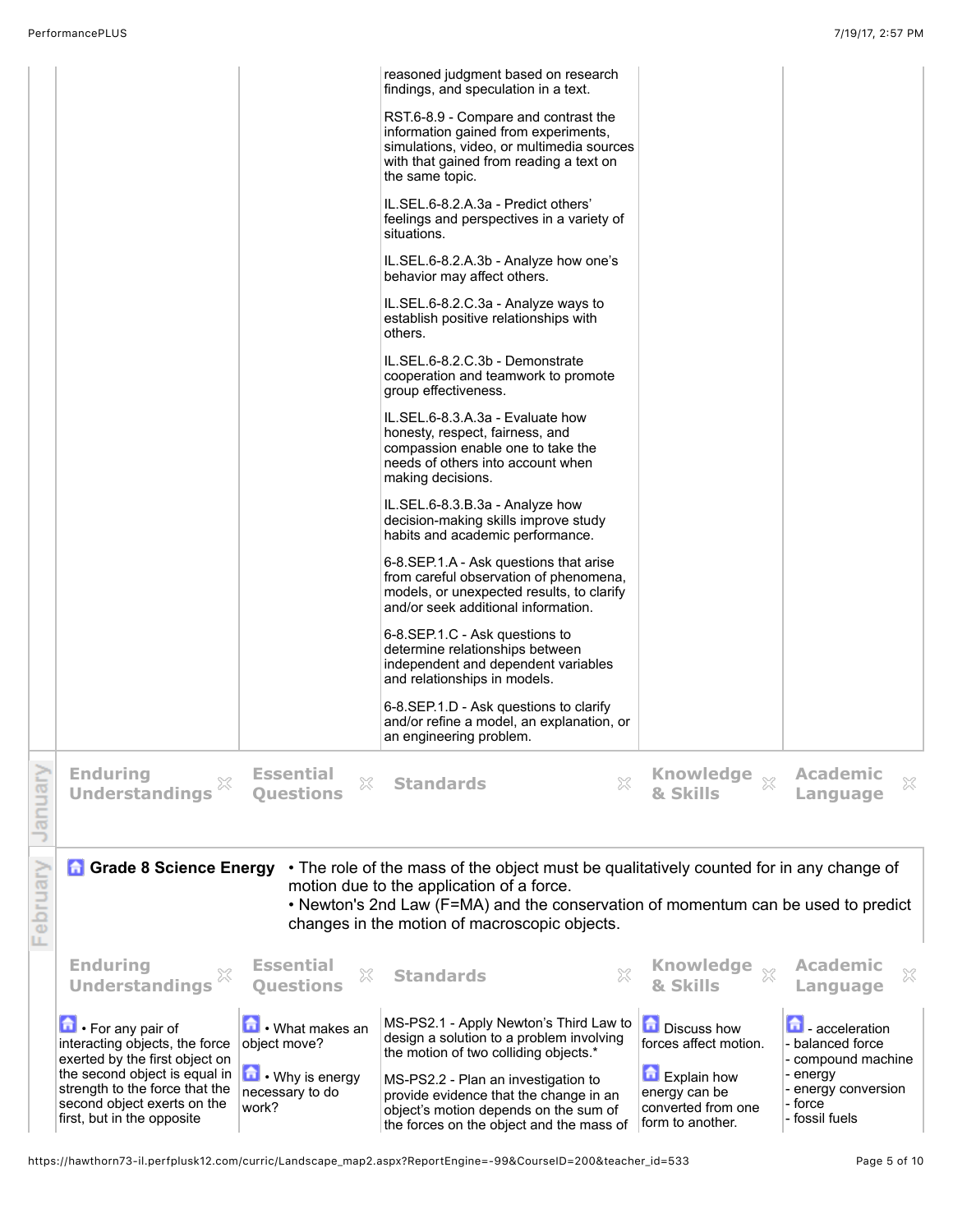| | | | | |
|---|---|---|---|---|
| | | reasoned judgment based on research findings, and speculation in a text.<br><br>RST.6-8.9 - Compare and contrast the information gained from experiments, simulations, video, or multimedia sources with that gained from reading a text on the same topic.<br><br>IL.SEL.6-8.2.A.3a - Predict others' feelings and perspectives in a variety of situations.<br><br>IL.SEL.6-8.2.A.3b - Analyze how one's behavior may affect others.<br><br>IL.SEL.6-8.2.C.3a - Analyze ways to establish positive relationships with others.<br><br>IL.SEL.6-8.2.C.3b - Demonstrate cooperation and teamwork to promote group effectiveness.<br><br>IL.SEL.6-8.3.A.3a - Evaluate how honesty, respect, fairness, and compassion enable one to take the needs of others into account when making decisions.<br><br>IL.SEL.6-8.3.B.3a - Analyze how decision-making skills improve study habits and academic performance.<br><br>6-8.SEP.1.A - Ask questions that arise from careful observation of phenomena, models, or unexpected results, to clarify and/or seek additional information.<br><br>6-8.SEP.1.C - Ask questions to determine relationships between independent and dependent variables and relationships in models.<br><br>6-8.SEP.1.D - Ask questions to clarify and/or refine a model, an explanation, or an engineering problem. | | |

## January

| Enduring Understandings | Essential Questions | Standards | Knowledge & Skills | Academic Language |
|---|---|---|---|---|

## February

**Grade 8 Science Energy**

- The role of the mass of the object must be qualitatively counted for in any change of motion due to the application of a force.
- Newton's 2nd Law (F=MA) and the conservation of momentum can be used to predict changes in the motion of macroscopic objects.

| Enduring Understandings | Essential Questions | Standards | Knowledge & Skills | Academic Language |
|---|---|---|---|---|
| • For any pair of interacting objects, the force exerted by the first object on the second object is equal in strength to the force that the second object exerts on the first, but in the opposite | • What makes an object move?<br><br>• Why is energy necessary to do work? | MS-PS2.1 - Apply Newton's Third Law to design a solution to a problem involving the motion of two colliding objects.*<br><br>MS-PS2.2 - Plan an investigation to provide evidence that the change in an object's motion depends on the sum of the forces on the object and the mass of | Discuss how forces affect motion.<br><br>Explain how energy can be converted from one form to another. | - acceleration<br>- balanced force<br>- compound machine<br>- energy<br>- energy conversion<br>- force<br>- fossil fuels |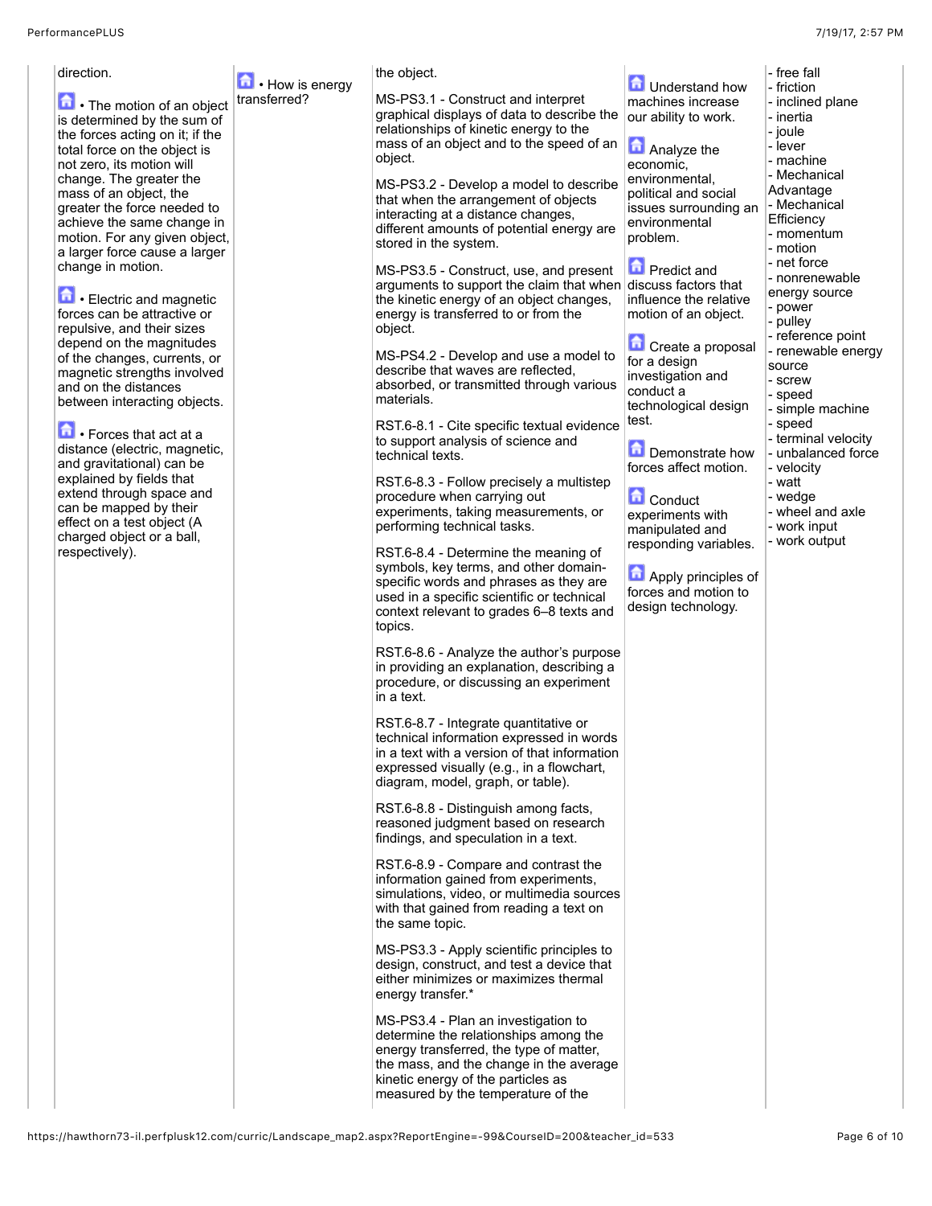| | | | | |
|---|---|---|---|---|
| direction.<br><br>• The motion of an object is determined by the sum of the forces acting on it; if the total force on the object is not zero, its motion will change. The greater the mass of an object, the greater the force needed to achieve the same change in motion. For any given object, a larger force cause a larger change in motion.<br><br>• Electric and magnetic forces can be attractive or repulsive, and their sizes depend on the magnitudes of the changes, currents, or magnetic strengths involved and on the distances between interacting objects.<br><br>• Forces that act at a distance (electric, magnetic, and gravitational) can be explained by fields that extend through space and can be mapped by their effect on a test object (A charged object or a ball, respectively). | • How is energy transferred? | the object.<br><br>MS-PS3.1 - Construct and interpret graphical displays of data to describe the relationships of kinetic energy to the mass of an object and to the speed of an object.<br><br>MS-PS3.2 - Develop a model to describe that when the arrangement of objects interacting at a distance changes, different amounts of potential energy are stored in the system.<br><br>MS-PS3.5 - Construct, use, and present arguments to support the claim that when the kinetic energy of an object changes, energy is transferred to or from the object.<br><br>MS-PS4.2 - Develop and use a model to describe that waves are reflected, absorbed, or transmitted through various materials.<br><br>RST.6-8.1 - Cite specific textual evidence to support analysis of science and technical texts.<br><br>RST.6-8.3 - Follow precisely a multistep procedure when carrying out experiments, taking measurements, or performing technical tasks.<br><br>RST.6-8.4 - Determine the meaning of symbols, key terms, and other domain-specific words and phrases as they are used in a specific scientific or technical context relevant to grades 6–8 texts and topics.<br><br>RST.6-8.6 - Analyze the author's purpose in providing an explanation, describing a procedure, or discussing an experiment in a text.<br><br>RST.6-8.7 - Integrate quantitative or technical information expressed in words in a text with a version of that information expressed visually (e.g., in a flowchart, diagram, model, graph, or table).<br><br>RST.6-8.8 - Distinguish among facts, reasoned judgment based on research findings, and speculation in a text.<br><br>RST.6-8.9 - Compare and contrast the information gained from experiments, simulations, video, or multimedia sources with that gained from reading a text on the same topic.<br><br>MS-PS3.3 - Apply scientific principles to design, construct, and test a device that either minimizes or maximizes thermal energy transfer.*<br><br>MS-PS3.4 - Plan an investigation to determine the relationships among the energy transferred, the type of matter, the mass, and the change in the average kinetic energy of the particles as measured by the temperature of the | Understand how machines increase our ability to work.<br><br>Analyze the economic, environmental, political and social issues surrounding an environmental problem.<br><br>Predict and discuss factors that influence the relative motion of an object.<br><br>Create a proposal for a design investigation and conduct a technological design test.<br><br>Demonstrate how forces affect motion.<br><br>Conduct experiments with manipulated and responding variables.<br><br>Apply principles of forces and motion to design technology. | - free fall<br>- friction<br>- inclined plane<br>- inertia<br>- joule<br>- lever<br>- machine<br>- Mechanical Advantage<br>- Mechanical Efficiency<br>- momentum<br>- motion<br>- net force<br>- nonrenewable energy source<br>- power<br>- pulley<br>- reference point<br>- renewable energy source<br>- screw<br>- speed<br>- simple machine<br>- speed<br>- terminal velocity<br>- unbalanced force<br>- velocity<br>- watt<br>- wedge<br>- wheel and axle<br>- work input<br>- work output |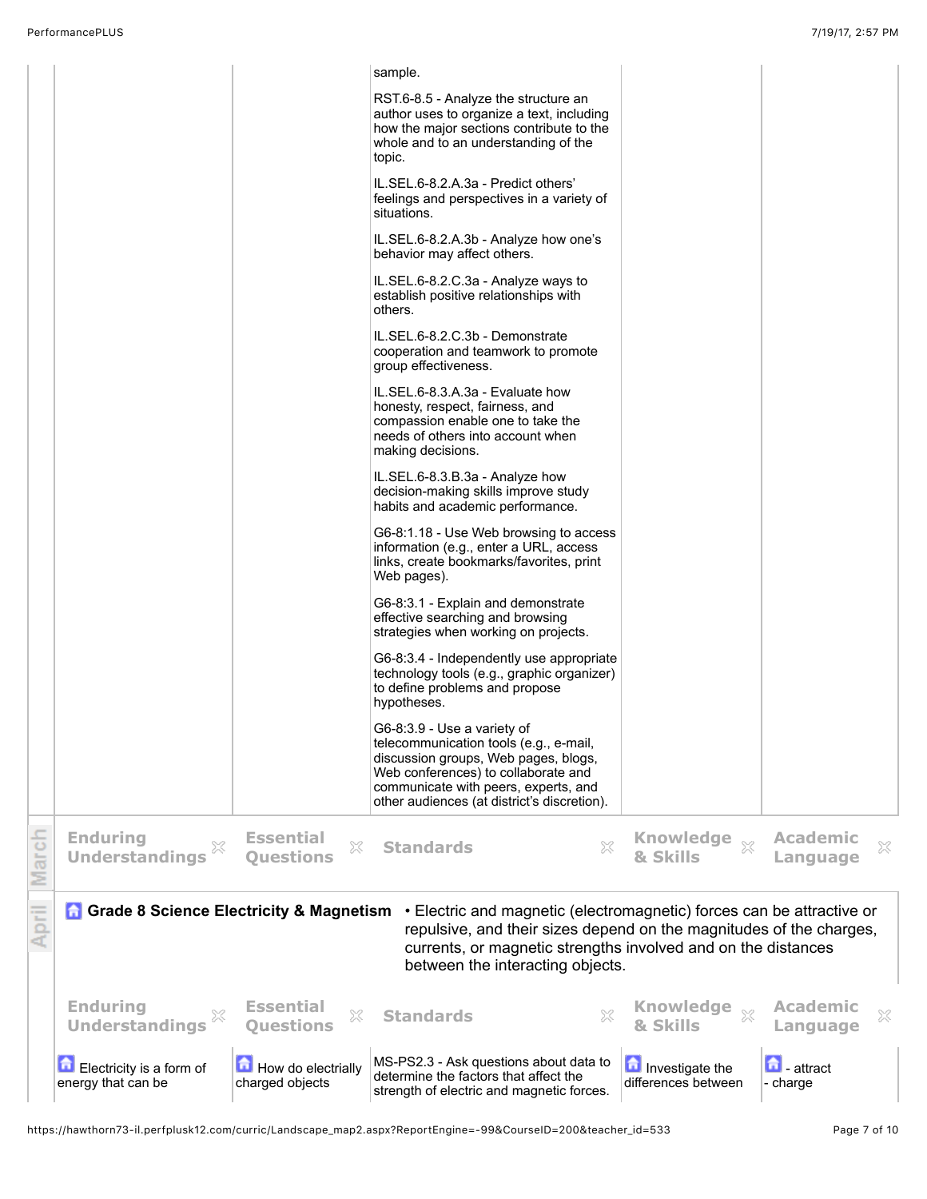| | | | | |
|---|---|---|---|---|
| | | sample.<br><br>RST.6-8.5 - Analyze the structure an author uses to organize a text, including how the major sections contribute to the whole and to an understanding of the topic.<br><br>IL.SEL.6-8.2.A.3a - Predict others' feelings and perspectives in a variety of situations.<br><br>IL.SEL.6-8.2.A.3b - Analyze how one's behavior may affect others.<br><br>IL.SEL.6-8.2.C.3a - Analyze ways to establish positive relationships with others.<br><br>IL.SEL.6-8.2.C.3b - Demonstrate cooperation and teamwork to promote group effectiveness.<br><br>IL.SEL.6-8.3.A.3a - Evaluate how honesty, respect, fairness, and compassion enable one to take the needs of others into account when making decisions.<br><br>IL.SEL.6-8.3.B.3a - Analyze how decision-making skills improve study habits and academic performance.<br><br>G6-8:1.18 - Use Web browsing to access information (e.g., enter a URL, access links, create bookmarks/favorites, print Web pages).<br><br>G6-8:3.1 - Explain and demonstrate effective searching and browsing strategies when working on projects.<br><br>G6-8:3.4 - Independently use appropriate technology tools (e.g., graphic organizer) to define problems and propose hypotheses.<br><br>G6-8:3.9 - Use a variety of telecommunication tools (e.g., e-mail, discussion groups, Web pages, blogs, Web conferences) to collaborate and communicate with peers, experts, and other audiences (at district's discretion). | | |

**March**

| Enduring Understandings | Essential Questions | Standards | Knowledge & Skills | Academic Language |
|---|---|---|---|---|

**April**

**Grade 8 Science Electricity & Magnetism** • Electric and magnetic (electromagnetic) forces can be attractive or repulsive, and their sizes depend on the magnitudes of the charges, currents, or magnetic strengths involved and on the distances between the interacting objects.

| Enduring Understandings | Essential Questions | Standards | Knowledge & Skills | Academic Language |
|---|---|---|---|---|
| Electricity is a form of energy that can be | How do electrially charged objects | MS-PS2.3 - Ask questions about data to determine the factors that affect the strength of electric and magnetic forces. | Investigate the differences between | - attract<br>- charge |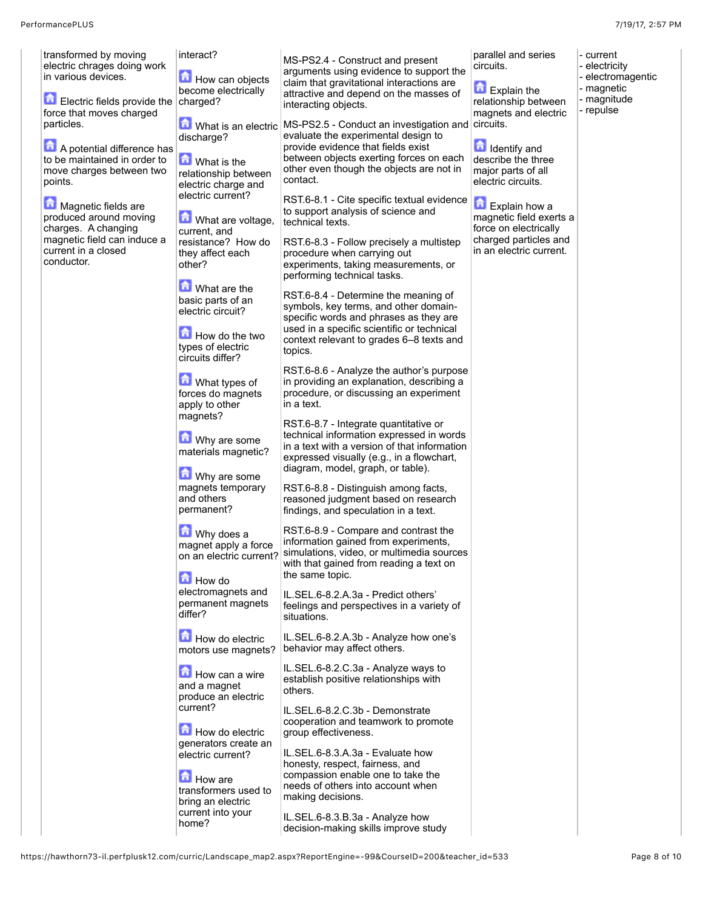| | | | | | |
|---|---|---|---|---|---|
| | transformed by moving electric chrages doing work in various devices.<br><br>Electric fields provide the force that moves charged particles.<br><br>A potential difference has to be maintained in order to move charges between two points.<br><br>Magnetic fields are produced around moving charges. A changing magnetic field can induce a current in a closed conductor. | interact?<br><br>How can objects become electrically charged?<br><br>What is an electric discharge?<br><br>What is the relationship between electric charge and electric current?<br><br>What are voltage, current, and resistance? How do they affect each other?<br><br>What are the basic parts of an electric circuit?<br><br>How do the two types of electric circuits differ?<br><br>What types of forces do magnets apply to other magnets?<br><br>Why are some materials magnetic?<br><br>Why are some magnets temporary and others permanent?<br><br>Why does a magnet apply a force on an electric current?<br><br>How do electromagnets and permanent magnets differ?<br><br>How do electric motors use magnets?<br><br>How can a wire and a magnet produce an electric current?<br><br>How do electric generators create an electric current?<br><br>How are transformers used to bring an electric current into your home? | MS-PS2.4 - Construct and present arguments using evidence to support the claim that gravitational interactions are attractive and depend on the masses of interacting objects.<br><br>MS-PS2.5 - Conduct an investigation and evaluate the experimental design to provide evidence that fields exist between objects exerting forces on each other even though the objects are not in contact.<br><br>RST.6-8.1 - Cite specific textual evidence to support analysis of science and technical texts.<br><br>RST.6-8.3 - Follow precisely a multistep procedure when carrying out experiments, taking measurements, or performing technical tasks.<br><br>RST.6-8.4 - Determine the meaning of symbols, key terms, and other domain-specific words and phrases as they are used in a specific scientific or technical context relevant to grades 6–8 texts and topics.<br><br>RST.6-8.6 - Analyze the author's purpose in providing an explanation, describing a procedure, or discussing an experiment in a text.<br><br>RST.6-8.7 - Integrate quantitative or technical information expressed in words in a text with a version of that information expressed visually (e.g., in a flowchart, diagram, model, graph, or table).<br><br>RST.6-8.8 - Distinguish among facts, reasoned judgment based on research findings, and speculation in a text.<br><br>RST.6-8.9 - Compare and contrast the information gained from experiments, simulations, video, or multimedia sources with that gained from reading a text on the same topic.<br><br>IL.SEL.6-8.2.A.3a - Predict others' feelings and perspectives in a variety of situations.<br><br>IL.SEL.6-8.2.A.3b - Analyze how one's behavior may affect others.<br><br>IL.SEL.6-8.2.C.3a - Analyze ways to establish positive relationships with others.<br><br>IL.SEL.6-8.2.C.3b - Demonstrate cooperation and teamwork to promote group effectiveness.<br><br>IL.SEL.6-8.3.A.3a - Evaluate how honesty, respect, fairness, and compassion enable one to take the needs of others into account when making decisions.<br><br>IL.SEL.6-8.3.B.3a - Analyze how decision-making skills improve study | parallel and series circuits.<br><br>Explain the relationship between magnets and electric circuits.<br><br>Identify and describe the three major parts of all electric circuits.<br><br>Explain how a magnetic field exerts a force on electrically charged particles and in an electric current. | - current<br>- electricity<br>- electromagentic<br>- magnetic<br>- magnitude<br>- repulse |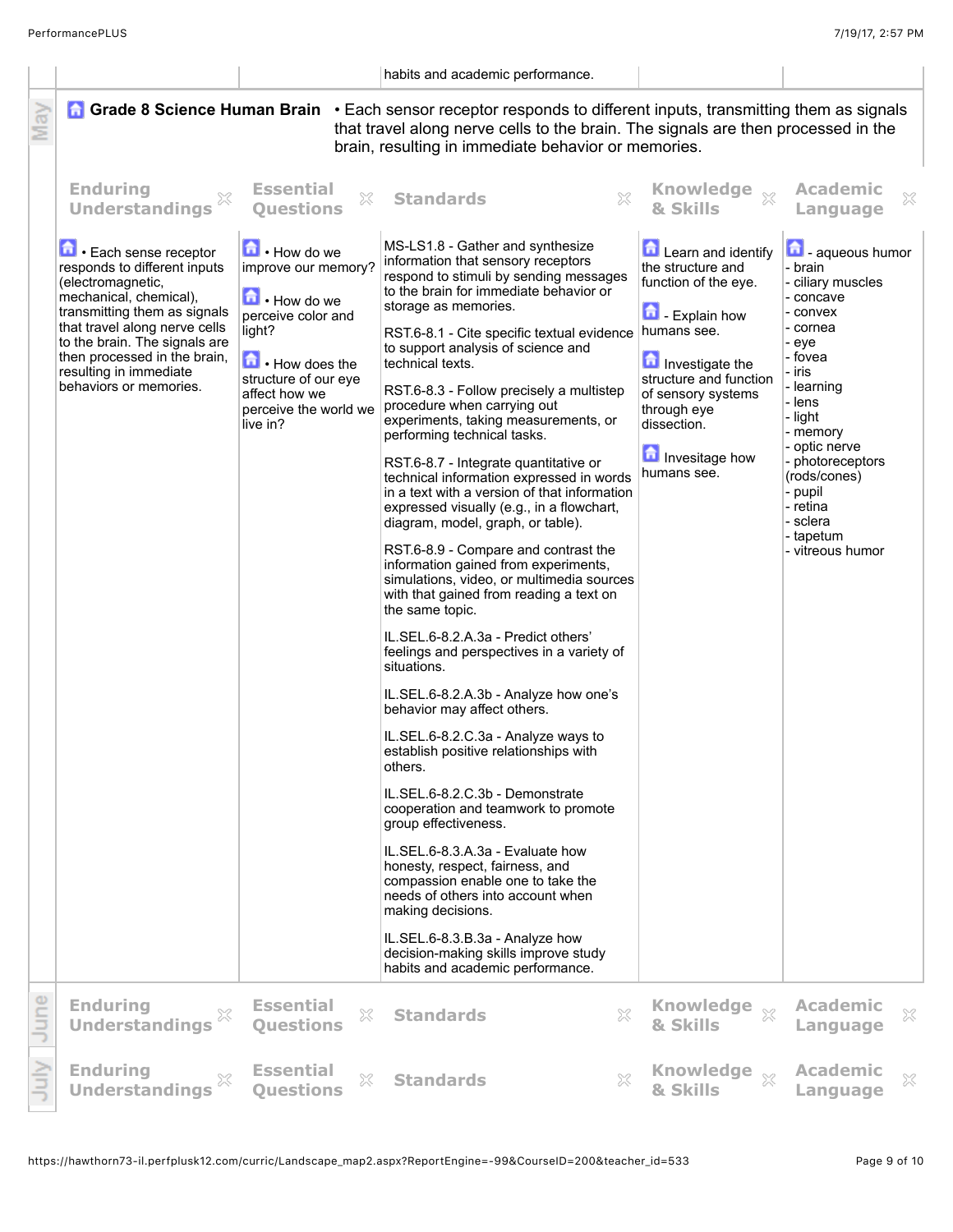| | | |
|---|---|---|
| | | habits and academic performance. |

## May

### Grade 8 Science Human Brain

• Each sensor receptor responds to different inputs, transmitting them as signals that travel along nerve cells to the brain. The signals are then processed in the brain, resulting in immediate behavior or memories.

| Enduring Understandings | Essential Questions | Standards | Knowledge & Skills | Academic Language |
|---|---|---|---|---|
| • Each sense receptor responds to different inputs (electromagnetic, mechanical, chemical), transmitting them as signals that travel along nerve cells to the brain. The signals are then processed in the brain, resulting in immediate behaviors or memories. | • How do we improve our memory?<br><br>• How do we perceive color and light?<br><br>• How does the structure of our eye affect how we perceive the world we live in? | MS-LS1.8 - Gather and synthesize information that sensory receptors respond to stimuli by sending messages to the brain for immediate behavior or storage as memories.<br><br>RST.6-8.1 - Cite specific textual evidence to support analysis of science and technical texts.<br><br>RST.6-8.3 - Follow precisely a multistep procedure when carrying out experiments, taking measurements, or performing technical tasks.<br><br>RST.6-8.7 - Integrate quantitative or technical information expressed in words in a text with a version of that information expressed visually (e.g., in a flowchart, diagram, model, graph, or table).<br><br>RST.6-8.9 - Compare and contrast the information gained from experiments, simulations, video, or multimedia sources with that gained from reading a text on the same topic.<br><br>IL.SEL.6-8.2.A.3a - Predict others' feelings and perspectives in a variety of situations.<br><br>IL.SEL.6-8.2.A.3b - Analyze how one's behavior may affect others.<br><br>IL.SEL.6-8.2.C.3a - Analyze ways to establish positive relationships with others.<br><br>IL.SEL.6-8.2.C.3b - Demonstrate cooperation and teamwork to promote group effectiveness.<br><br>IL.SEL.6-8.3.A.3a - Evaluate how honesty, respect, fairness, and compassion enable one to take the needs of others into account when making decisions.<br><br>IL.SEL.6-8.3.B.3a - Analyze how decision-making skills improve study habits and academic performance. | Learn and identify the structure and function of the eye.<br><br>- Explain how humans see.<br><br>Investigate the structure and function of sensory systems through eye dissection.<br><br>Invesitage how humans see. | - aqueous humor<br>- brain<br>- ciliary muscles<br>- concave<br>- convex<br>- cornea<br>- eye<br>- fovea<br>- iris<br>- learning<br>- lens<br>- light<br>- memory<br>- optic nerve<br>- photoreceptors (rods/cones)<br>- pupil<br>- retina<br>- sclera<br>- tapetum<br>- vitreous humor |

## June

| Enduring Understandings | Essential Questions | Standards | Knowledge & Skills | Academic Language |
|---|---|---|---|---|

## July

| Enduring Understandings | Essential Questions | Standards | Knowledge & Skills | Academic Language |
|---|---|---|---|---|